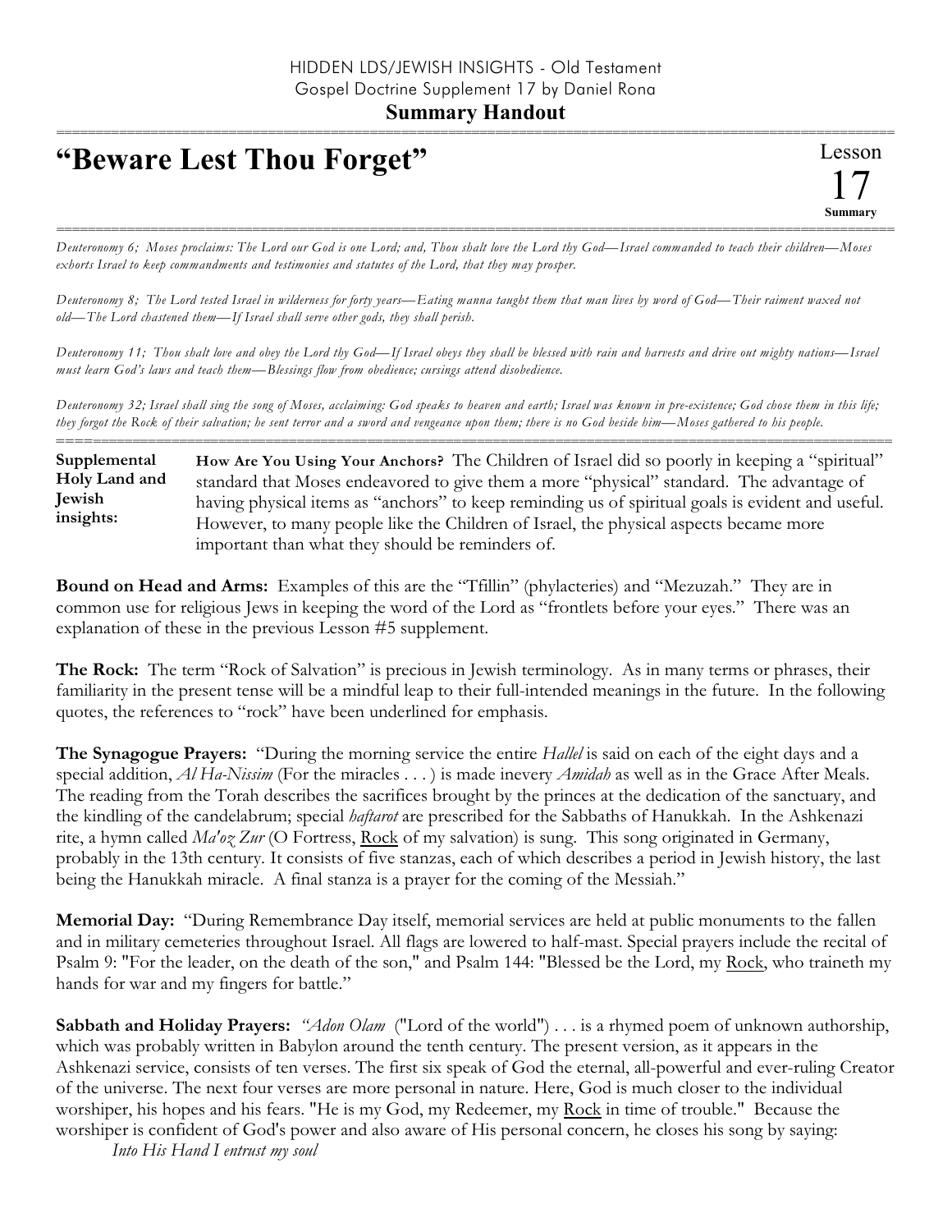HIDDEN LDS/JEWISH INSIGHTS - Old Testament
Gospel Doctrine Supplement 17 by Daniel Rona

**Summary Handout**

# "Beware Lest Thou Forget"

Lesson
17
**Summary**

*Deuteronomy 6; Moses proclaims: The Lord our God is one Lord; and, Thou shalt love the Lord thy God—Israel commanded to teach their children—Moses exhorts Israel to keep commandments and testimonies and statutes of the Lord, that they may prosper.*

*Deuteronomy 8; The Lord tested Israel in wilderness for forty years—Eating manna taught them that man lives by word of God—Their raiment waxed not old—The Lord chastened them—If Israel shall serve other gods, they shall perish.*

*Deuteronomy 11; Thou shalt love and obey the Lord thy God—If Israel obeys they shall be blessed with rain and harvests and drive out mighty nations—Israel must learn God's laws and teach them—Blessings flow from obedience; cursings attend disobedience.*

*Deuteronomy 32; Israel shall sing the song of Moses, acclaiming: God speaks to heaven and earth; Israel was known in pre-existence; God chose them in this life; they forgot the Rock of their salvation; he sent terror and a sword and vengeance upon them; there is no God beside him—Moses gathered to his people.*

**Supplemental Holy Land and Jewish insights:**

**How Are You Using Your Anchors?** The Children of Israel did so poorly in keeping a "spiritual" standard that Moses endeavored to give them a more "physical" standard. The advantage of having physical items as "anchors" to keep reminding us of spiritual goals is evident and useful. However, to many people like the Children of Israel, the physical aspects became more important than what they should be reminders of.

**Bound on Head and Arms:** Examples of this are the "Tfillin" (phylacteries) and "Mezuzah." They are in common use for religious Jews in keeping the word of the Lord as "frontlets before your eyes." There was an explanation of these in the previous Lesson #5 supplement.

**The Rock:** The term "Rock of Salvation" is precious in Jewish terminology. As in many terms or phrases, their familiarity in the present tense will be a mindful leap to their full-intended meanings in the future. In the following quotes, the references to "rock" have been underlined for emphasis.

**The Synagogue Prayers:** "During the morning service the entire *Hallel* is said on each of the eight days and a special addition, *Al Ha-Nissim* (For the miracles . . . ) is made inevery *Amidah* as well as in the Grace After Meals. The reading from the Torah describes the sacrifices brought by the princes at the dedication of the sanctuary, and the kindling of the candelabrum; special *haftarot* are prescribed for the Sabbaths of Hanukkah. In the Ashkenazi rite, a hymn called *Ma'oz Zur* (O Fortress, <u>Rock</u> of my salvation) is sung. This song originated in Germany, probably in the 13th century. It consists of five stanzas, each of which describes a period in Jewish history, the last being the Hanukkah miracle. A final stanza is a prayer for the coming of the Messiah."

**Memorial Day:** "During Remembrance Day itself, memorial services are held at public monuments to the fallen and in military cemeteries throughout Israel. All flags are lowered to half-mast. Special prayers include the recital of Psalm 9: "For the leader, on the death of the son," and Psalm 144: "Blessed be the Lord, my <u>Rock</u>, who traineth my hands for war and my fingers for battle."

**Sabbath and Holiday Prayers:** *"Adon Olam* ("Lord of the world") . . . is a rhymed poem of unknown authorship, which was probably written in Babylon around the tenth century. The present version, as it appears in the Ashkenazi service, consists of ten verses. The first six speak of God the eternal, all-powerful and ever-ruling Creator of the universe. The next four verses are more personal in nature. Here, God is much closer to the individual worshiper, his hopes and his fears. "He is my God, my Redeemer, my <u>Rock</u> in time of trouble." Because the worshiper is confident of God's power and also aware of His personal concern, he closes his song by saying:

*Into His Hand I entrust my soul*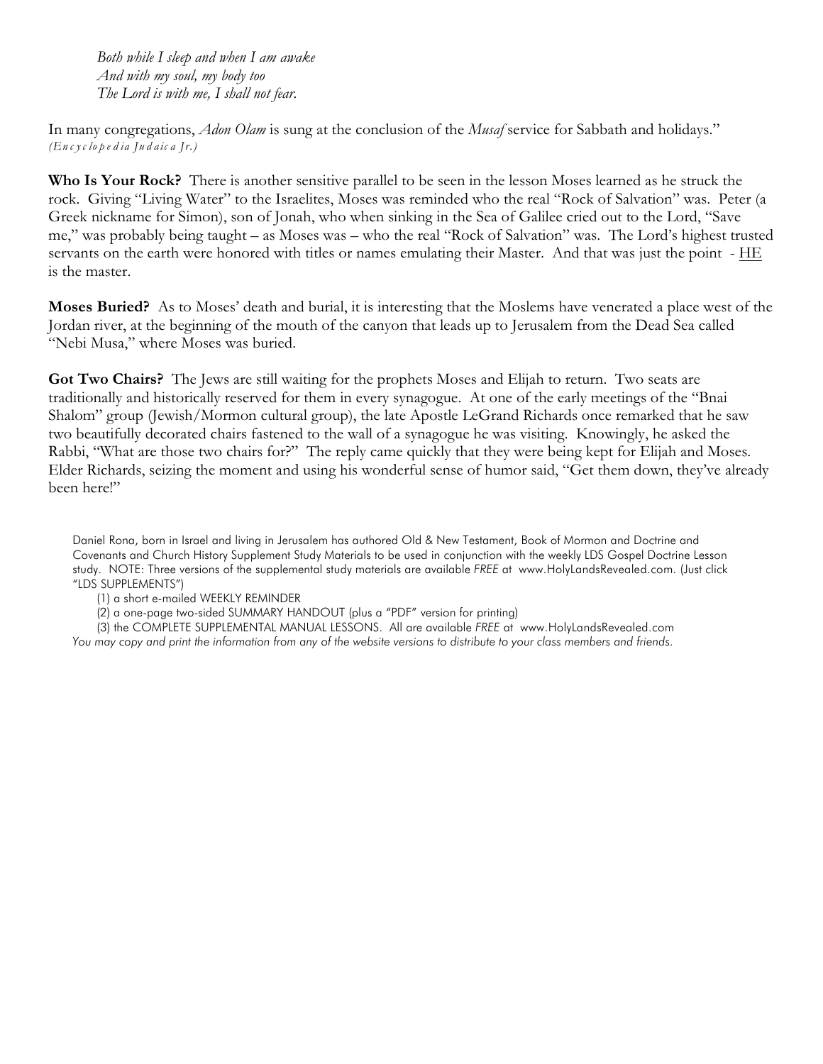*Both while I sleep and when I am awake*
*And with my soul, my body too*
*The Lord is with me, I shall not fear.*

In many congregations, *Adon Olam* is sung at the conclusion of the *Musaf* service for Sabbath and holidays." *(Encyclopedia Judaica Jr.)*

**Who Is Your Rock?** There is another sensitive parallel to be seen in the lesson Moses learned as he struck the rock. Giving "Living Water" to the Israelites, Moses was reminded who the real "Rock of Salvation" was. Peter (a Greek nickname for Simon), son of Jonah, who when sinking in the Sea of Galilee cried out to the Lord, "Save me," was probably being taught – as Moses was – who the real "Rock of Salvation" was. The Lord's highest trusted servants on the earth were honored with titles or names emulating their Master. And that was just the point - <u>HE</u> is the master.

**Moses Buried?** As to Moses' death and burial, it is interesting that the Moslems have venerated a place west of the Jordan river, at the beginning of the mouth of the canyon that leads up to Jerusalem from the Dead Sea called "Nebi Musa," where Moses was buried.

**Got Two Chairs?** The Jews are still waiting for the prophets Moses and Elijah to return. Two seats are traditionally and historically reserved for them in every synagogue. At one of the early meetings of the "Bnai Shalom" group (Jewish/Mormon cultural group), the late Apostle LeGrand Richards once remarked that he saw two beautifully decorated chairs fastened to the wall of a synagogue he was visiting. Knowingly, he asked the Rabbi, "What are those two chairs for?" The reply came quickly that they were being kept for Elijah and Moses. Elder Richards, seizing the moment and using his wonderful sense of humor said, "Get them down, they've already been here!"

Daniel Rona, born in Israel and living in Jerusalem has authored Old & New Testament, Book of Mormon and Doctrine and Covenants and Church History Supplement Study Materials to be used in conjunction with the weekly LDS Gospel Doctrine Lesson study. NOTE: Three versions of the supplemental study materials are available *FREE* at www.HolyLandsRevealed.com. (Just click "LDS SUPPLEMENTS")

(1) a short e-mailed WEEKLY REMINDER
(2) a one-page two-sided SUMMARY HANDOUT (plus a "PDF" version for printing)
(3) the COMPLETE SUPPLEMENTAL MANUAL LESSONS. All are available *FREE* at www.HolyLandsRevealed.com

*You may copy and print the information from any of the website versions to distribute to your class members and friends.*